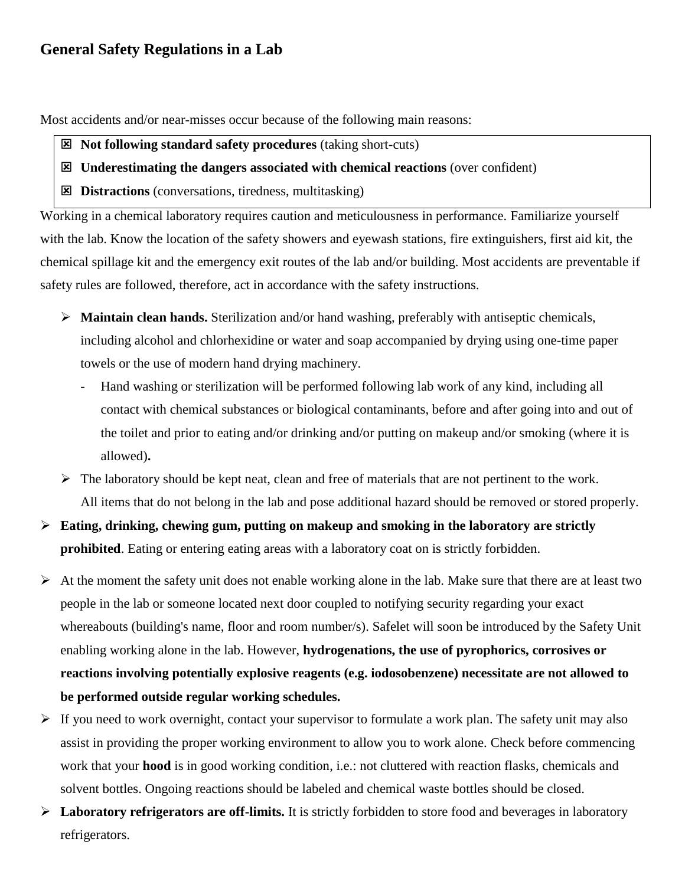## General Safety Regulations in a Lab

Most accidents and/or near-misses occur because of the following main reasons:

- ☒ **Not following standard safety procedures** (taking short-cuts)
- ☒ **Underestimating the dangers associated with chemical reactions** (over confident)
- ☒ **Distractions** (conversations, tiredness, multitasking)

Working in a chemical laboratory requires caution and meticulousness in performance. Familiarize yourself with the lab. Know the location of the safety showers and eyewash stations, fire extinguishers, first aid kit, the chemical spillage kit and the emergency exit routes of the lab and/or building. Most accidents are preventable if safety rules are followed, therefore, act in accordance with the safety instructions.

- **Maintain clean hands.** Sterilization and/or hand washing, preferably with antiseptic chemicals, including alcohol and chlorhexidine or water and soap accompanied by drying using one-time paper towels or the use of modern hand drying machinery.
  - Hand washing or sterilization will be performed following lab work of any kind, including all contact with chemical substances or biological contaminants, before and after going into and out of the toilet and prior to eating and/or drinking and/or putting on makeup and/or smoking (where it is allowed)**.**
- The laboratory should be kept neat, clean and free of materials that are not pertinent to the work. All items that do not belong in the lab and pose additional hazard should be removed or stored properly.
- **Eating, drinking, chewing gum, putting on makeup and smoking in the laboratory are strictly prohibited**. Eating or entering eating areas with a laboratory coat on is strictly forbidden.
- At the moment the safety unit does not enable working alone in the lab. Make sure that there are at least two people in the lab or someone located next door coupled to notifying security regarding your exact whereabouts (building's name, floor and room number/s). Safelet will soon be introduced by the Safety Unit enabling working alone in the lab. However, **hydrogenations, the use of pyrophorics, corrosives or reactions involving potentially explosive reagents (e.g. iodosobenzene) necessitate are not allowed to be performed outside regular working schedules.**
- If you need to work overnight, contact your supervisor to formulate a work plan. The safety unit may also assist in providing the proper working environment to allow you to work alone. Check before commencing work that your **hood** is in good working condition, i.e.: not cluttered with reaction flasks, chemicals and solvent bottles. Ongoing reactions should be labeled and chemical waste bottles should be closed.
- **Laboratory refrigerators are off-limits.** It is strictly forbidden to store food and beverages in laboratory refrigerators.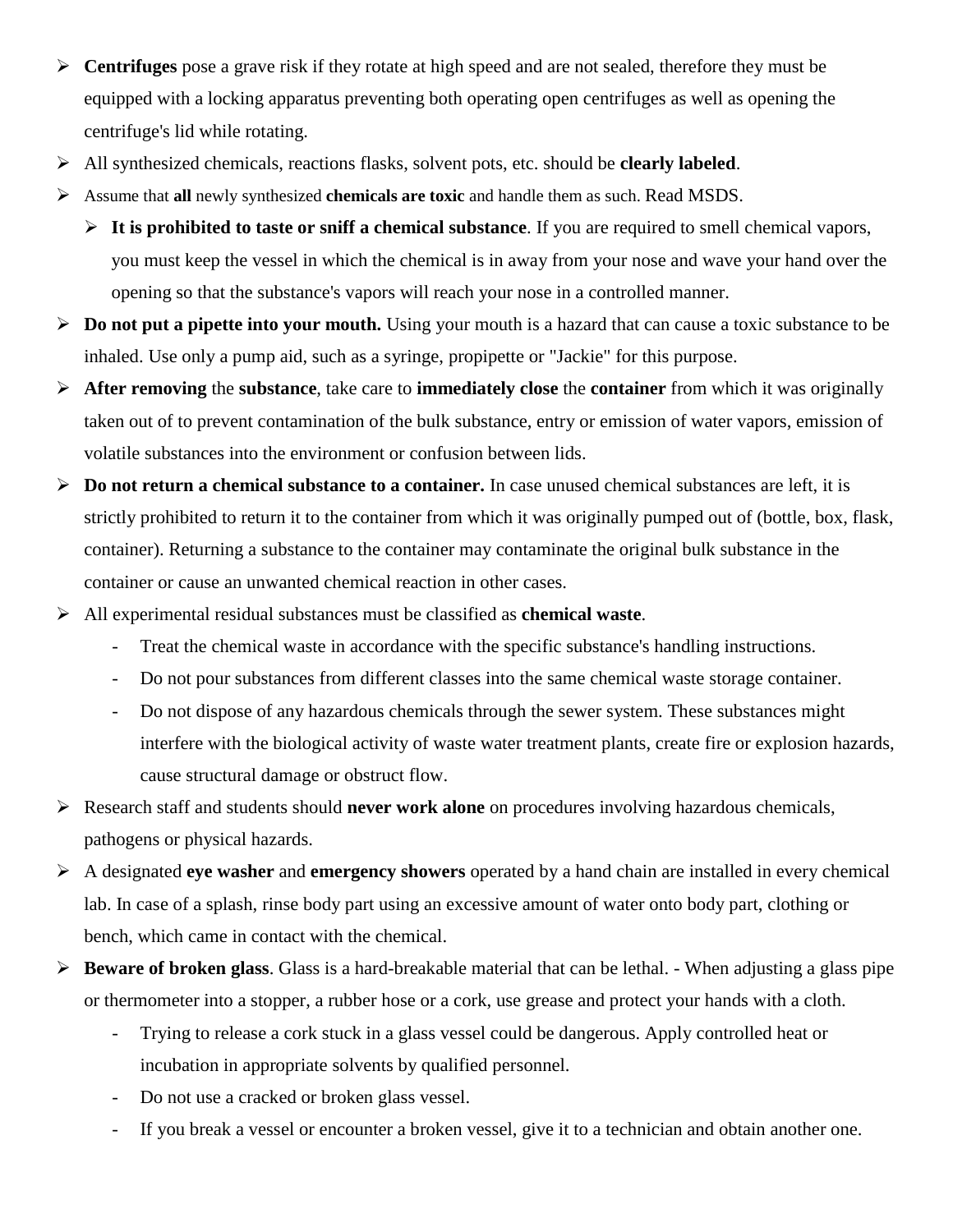- **Centrifuges** pose a grave risk if they rotate at high speed and are not sealed, therefore they must be equipped with a locking apparatus preventing both operating open centrifuges as well as opening the centrifuge's lid while rotating.
- All synthesized chemicals, reactions flasks, solvent pots, etc. should be **clearly labeled**.
- Assume that **all** newly synthesized **chemicals are toxic** and handle them as such. Read MSDS.
  - **It is prohibited to taste or sniff a chemical substance**. If you are required to smell chemical vapors, you must keep the vessel in which the chemical is in away from your nose and wave your hand over the opening so that the substance's vapors will reach your nose in a controlled manner.
- **Do not put a pipette into your mouth.** Using your mouth is a hazard that can cause a toxic substance to be inhaled. Use only a pump aid, such as a syringe, propipette or "Jackie" for this purpose.
- **After removing** the **substance**, take care to **immediately close** the **container** from which it was originally taken out of to prevent contamination of the bulk substance, entry or emission of water vapors, emission of volatile substances into the environment or confusion between lids.
- **Do not return a chemical substance to a container.** In case unused chemical substances are left, it is strictly prohibited to return it to the container from which it was originally pumped out of (bottle, box, flask, container). Returning a substance to the container may contaminate the original bulk substance in the container or cause an unwanted chemical reaction in other cases.
- All experimental residual substances must be classified as **chemical waste**.
  - Treat the chemical waste in accordance with the specific substance's handling instructions.
  - Do not pour substances from different classes into the same chemical waste storage container.
  - Do not dispose of any hazardous chemicals through the sewer system. These substances might interfere with the biological activity of waste water treatment plants, create fire or explosion hazards, cause structural damage or obstruct flow.
- Research staff and students should **never work alone** on procedures involving hazardous chemicals, pathogens or physical hazards.
- A designated **eye washer** and **emergency showers** operated by a hand chain are installed in every chemical lab. In case of a splash, rinse body part using an excessive amount of water onto body part, clothing or bench, which came in contact with the chemical.
- **Beware of broken glass**. Glass is a hard-breakable material that can be lethal. - When adjusting a glass pipe or thermometer into a stopper, a rubber hose or a cork, use grease and protect your hands with a cloth.
  - Trying to release a cork stuck in a glass vessel could be dangerous. Apply controlled heat or incubation in appropriate solvents by qualified personnel.
  - Do not use a cracked or broken glass vessel.
  - If you break a vessel or encounter a broken vessel, give it to a technician and obtain another one.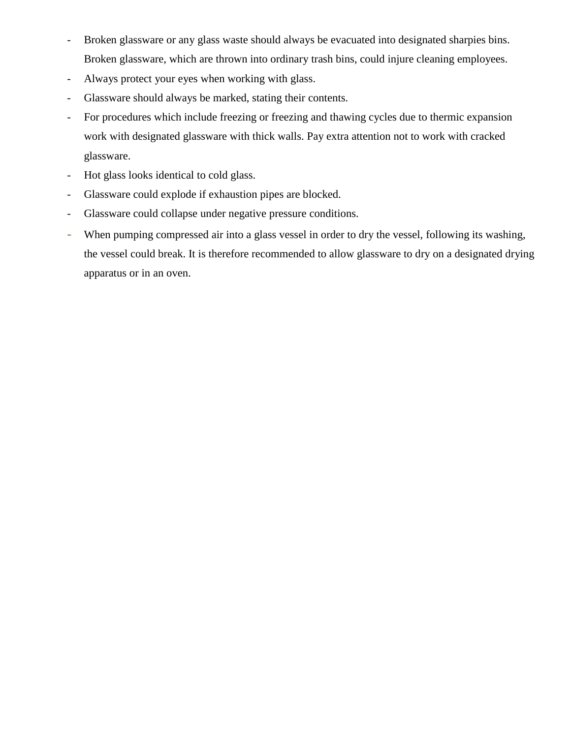- Broken glassware or any glass waste should always be evacuated into designated sharpies bins. Broken glassware, which are thrown into ordinary trash bins, could injure cleaning employees.
- Always protect your eyes when working with glass.
- Glassware should always be marked, stating their contents.
- For procedures which include freezing or freezing and thawing cycles due to thermic expansion work with designated glassware with thick walls. Pay extra attention not to work with cracked glassware.
- Hot glass looks identical to cold glass.
- Glassware could explode if exhaustion pipes are blocked.
- Glassware could collapse under negative pressure conditions.
- When pumping compressed air into a glass vessel in order to dry the vessel, following its washing, the vessel could break. It is therefore recommended to allow glassware to dry on a designated drying apparatus or in an oven.